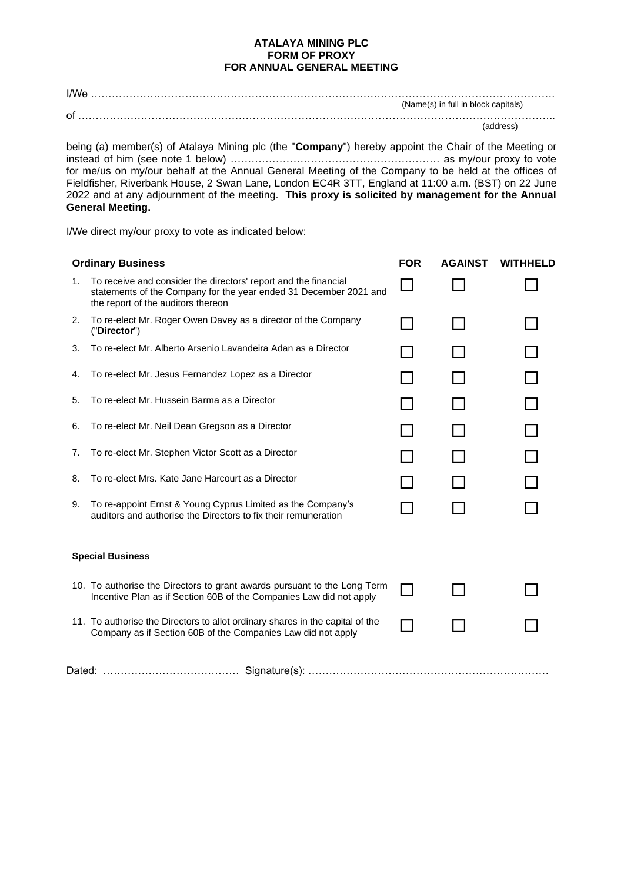**ATALAYA MINING PLC**
**FORM OF PROXY**
**FOR ANNUAL GENERAL MEETING**

I/We …………………………………………………………………………………………………………………
(Name(s) in full in block capitals)

of ………………………………………………………………………………………………………………….
(address)

being (a) member(s) of Atalaya Mining plc (the "**Company**") hereby appoint the Chair of the Meeting or instead of him (see note 1 below) …………………………………………………… as my/our proxy to vote for me/us on my/our behalf at the Annual General Meeting of the Company to be held at the offices of Fieldfisher, Riverbank House, 2 Swan Lane, London EC4R 3TT, England at 11:00 a.m. (BST) on 22 June 2022 and at any adjournment of the meeting. **This proxy is solicited by management for the Annual General Meeting.**

I/We direct my/our proxy to vote as indicated below:

| **Ordinary Business** | **FOR** | **AGAINST** | **WITHHELD** |
|---|---|---|---|
| 1. To receive and consider the directors' report and the financial statements of the Company for the year ended 31 December 2021 and the report of the auditors thereon | ☐ | ☐ | ☐ |
| 2. To re-elect Mr. Roger Owen Davey as a director of the Company ("**Director**") | ☐ | ☐ | ☐ |
| 3. To re-elect Mr. Alberto Arsenio Lavandeira Adan as a Director | ☐ | ☐ | ☐ |
| 4. To re-elect Mr. Jesus Fernandez Lopez as a Director | ☐ | ☐ | ☐ |
| 5. To re-elect Mr. Hussein Barma as a Director | ☐ | ☐ | ☐ |
| 6. To re-elect Mr. Neil Dean Gregson as a Director | ☐ | ☐ | ☐ |
| 7. To re-elect Mr. Stephen Victor Scott as a Director | ☐ | ☐ | ☐ |
| 8. To re-elect Mrs. Kate Jane Harcourt as a Director | ☐ | ☐ | ☐ |
| 9. To re-appoint Ernst & Young Cyprus Limited as the Company's auditors and authorise the Directors to fix their remuneration | ☐ | ☐ | ☐ |
| **Special Business** | | | |
| 10. To authorise the Directors to grant awards pursuant to the Long Term Incentive Plan as if Section 60B of the Companies Law did not apply | ☐ | ☐ | ☐ |
| 11. To authorise the Directors to allot ordinary shares in the capital of the Company as if Section 60B of the Companies Law did not apply | ☐ | ☐ | ☐ |

Dated: ………………………………… Signature(s): ……………………………………………………………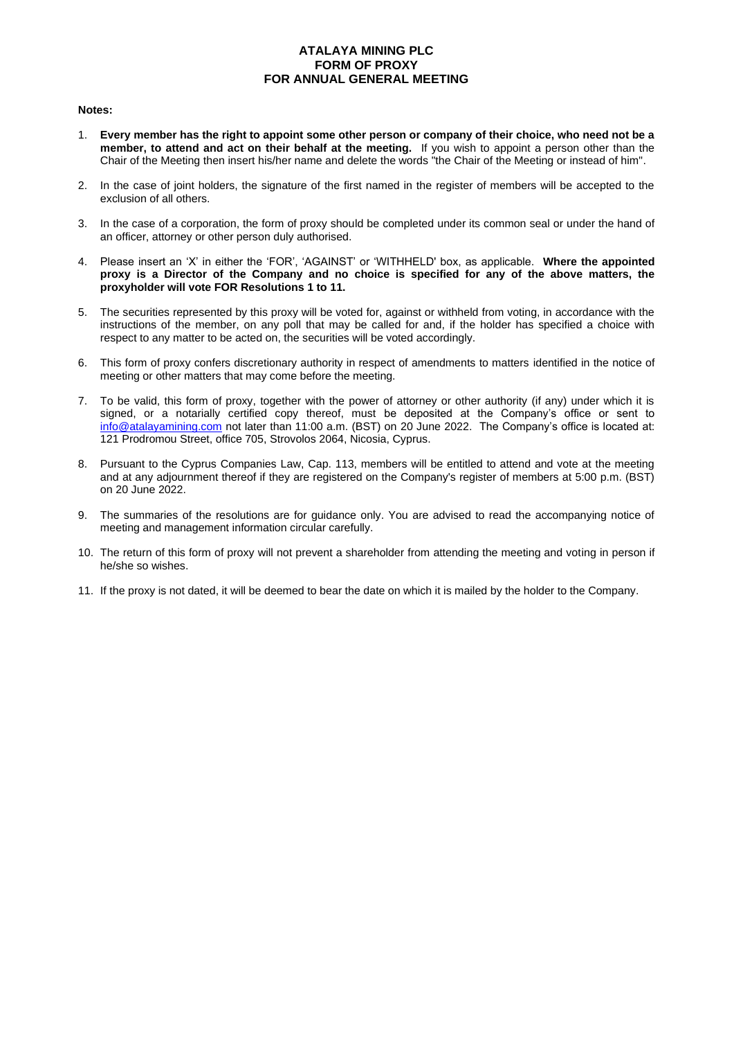# ATALAYA MINING PLC
# FORM OF PROXY
# FOR ANNUAL GENERAL MEETING

**Notes:**

1. **Every member has the right to appoint some other person or company of their choice, who need not be a member, to attend and act on their behalf at the meeting.** If you wish to appoint a person other than the Chair of the Meeting then insert his/her name and delete the words "the Chair of the Meeting or instead of him".

2. In the case of joint holders, the signature of the first named in the register of members will be accepted to the exclusion of all others.

3. In the case of a corporation, the form of proxy should be completed under its common seal or under the hand of an officer, attorney or other person duly authorised.

4. Please insert an 'X' in either the 'FOR', 'AGAINST' or 'WITHHELD' box, as applicable. **Where the appointed proxy is a Director of the Company and no choice is specified for any of the above matters, the proxyholder will vote FOR Resolutions 1 to 11.**

5. The securities represented by this proxy will be voted for, against or withheld from voting, in accordance with the instructions of the member, on any poll that may be called for and, if the holder has specified a choice with respect to any matter to be acted on, the securities will be voted accordingly.

6. This form of proxy confers discretionary authority in respect of amendments to matters identified in the notice of meeting or other matters that may come before the meeting.

7. To be valid, this form of proxy, together with the power of attorney or other authority (if any) under which it is signed, or a notarially certified copy thereof, must be deposited at the Company's office or sent to info@atalayamining.com not later than 11:00 a.m. (BST) on 20 June 2022. The Company's office is located at: 121 Prodromou Street, office 705, Strovolos 2064, Nicosia, Cyprus.

8. Pursuant to the Cyprus Companies Law, Cap. 113, members will be entitled to attend and vote at the meeting and at any adjournment thereof if they are registered on the Company's register of members at 5:00 p.m. (BST) on 20 June 2022.

9. The summaries of the resolutions are for guidance only. You are advised to read the accompanying notice of meeting and management information circular carefully.

10. The return of this form of proxy will not prevent a shareholder from attending the meeting and voting in person if he/she so wishes.

11. If the proxy is not dated, it will be deemed to bear the date on which it is mailed by the holder to the Company.